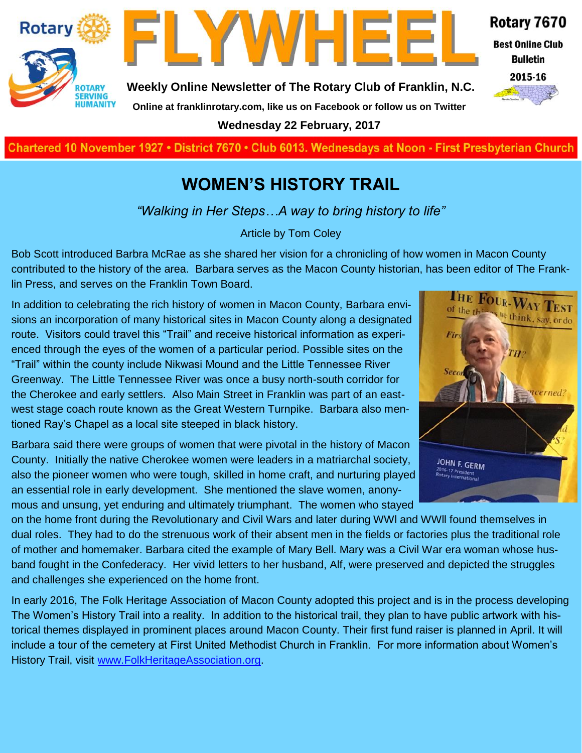# FLYWHEEL

**Weekly Online Newsletter of The Rotary Club of Franklin, N.C.**

**Online at franklinrotary.com, like us on Facebook or follow us on Twitter**

**Wednesday 22 February, 2017**

**Rotary 7670**

**Best Online Club Bulletin**

**2015-16**

**Chartered 10 November 1927 • District 7670 • Club 6013. Wednesdays at Noon - First Presbyterian Church**

## WOMEN'S HISTORY TRAIL

*"Walking in Her Steps…A way to bring history to life"*

Article by Tom Coley

Bob Scott introduced Barbra McRae as she shared her vision for a chronicling of how women in Macon County contributed to the history of the area. Barbara serves as the Macon County historian, has been editor of The Franklin Press, and serves on the Franklin Town Board.

In addition to celebrating the rich history of women in Macon County, Barbara envisions an incorporation of many historical sites in Macon County along a designated route. Visitors could travel this "Trail" and receive historical information as experienced through the eyes of the women of a particular period. Possible sites on the "Trail" within the county include Nikwasi Mound and the Little Tennessee River Greenway. The Little Tennessee River was once a busy north-south corridor for the Cherokee and early settlers. Also Main Street in Franklin was part of an east-west stage coach route known as the Great Western Turnpike. Barbara also mentioned Ray's Chapel as a local site steeped in black history.

Barbara said there were groups of women that were pivotal in the history of Macon County. Initially the native Cherokee women were leaders in a matriarchal society, also the pioneer women who were tough, skilled in home craft, and nurturing played an essential role in early development. She mentioned the slave women, anonymous and unsung, yet enduring and ultimately triumphant. The women who stayed on the home front during the Revolutionary and Civil Wars and later during WWI and WWII found themselves in dual roles. They had to do the strenuous work of their absent men in the fields or factories plus the traditional role of mother and homemaker. Barbara cited the example of Mary Bell. Mary was a Civil War era woman whose husband fought in the Confederacy. Her vivid letters to her husband, Alf, were preserved and depicted the struggles and challenges she experienced on the home front.

In early 2016, The Folk Heritage Association of Macon County adopted this project and is in the process developing The Women's History Trail into a reality. In addition to the historical trail, they plan to have public artwork with historical themes displayed in prominent places around Macon County. Their first fund raiser is planned in April. It will include a tour of the cemetery at First United Methodist Church in Franklin. For more information about Women's History Trail, visit www.FolkHeritageAssociation.org.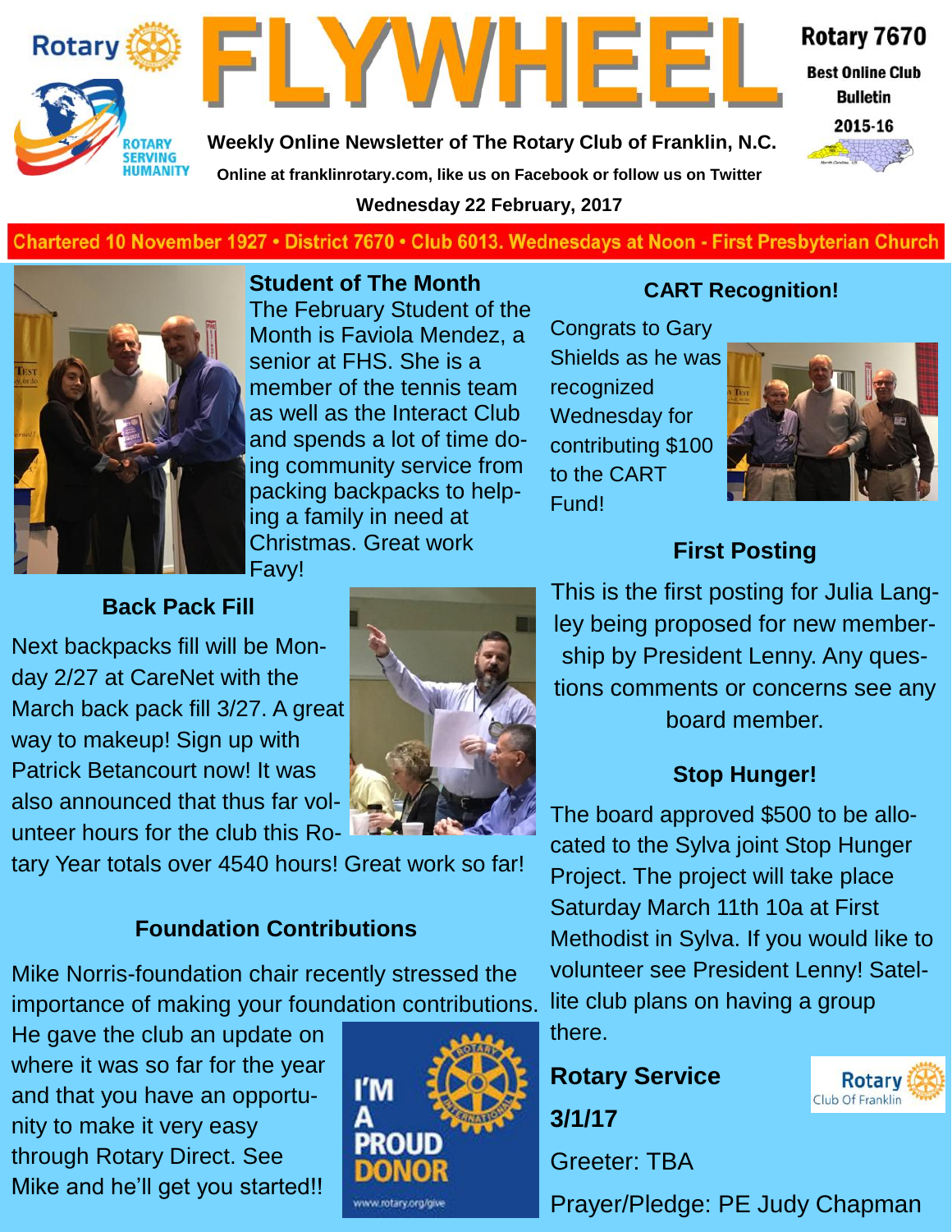# FLYWHEEL

Rotary 7670

Best Online Club Bulletin

2015-16

Weekly Online Newsletter of The Rotary Club of Franklin, N.C.

Online at franklinrotary.com, like us on Facebook or follow us on Twitter

Wednesday 22 February, 2017

Chartered 10 November 1927 • District 7670 • Club 6013. Wednesdays at Noon - First Presbyterian Church

## Student of The Month

The February Student of the Month is Faviola Mendez, a senior at FHS. She is a member of the tennis team as well as the Interact Club and spends a lot of time doing community service from packing backpacks to helping a family in need at Christmas. Great work Favy!

## Back Pack Fill

Next backpacks fill will be Monday 2/27 at CareNet with the March back pack fill 3/27. A great way to makeup! Sign up with Patrick Betancourt now! It was also announced that thus far volunteer hours for the club this Rotary Year totals over 4540 hours! Great work so far!

## Foundation Contributions

Mike Norris-foundation chair recently stressed the importance of making your foundation contributions. He gave the club an update on where it was so far for the year and that you have an opportunity to make it very easy through Rotary Direct. See Mike and he'll get you started!!

## CART Recognition!

Congrats to Gary Shields as he was recognized Wednesday for contributing $100 to the CART Fund!

## First Posting

This is the first posting for Julia Langley being proposed for new membership by President Lenny. Any questions comments or concerns see any board member.

## Stop Hunger!

The board approved $500 to be allocated to the Sylva joint Stop Hunger Project. The project will take place Saturday March 11th 10a at First Methodist in Sylva. If you would like to volunteer see President Lenny! Satellite club plans on having a group there.

## Rotary Service

**3/1/17**

Greeter: TBA

Prayer/Pledge: PE Judy Chapman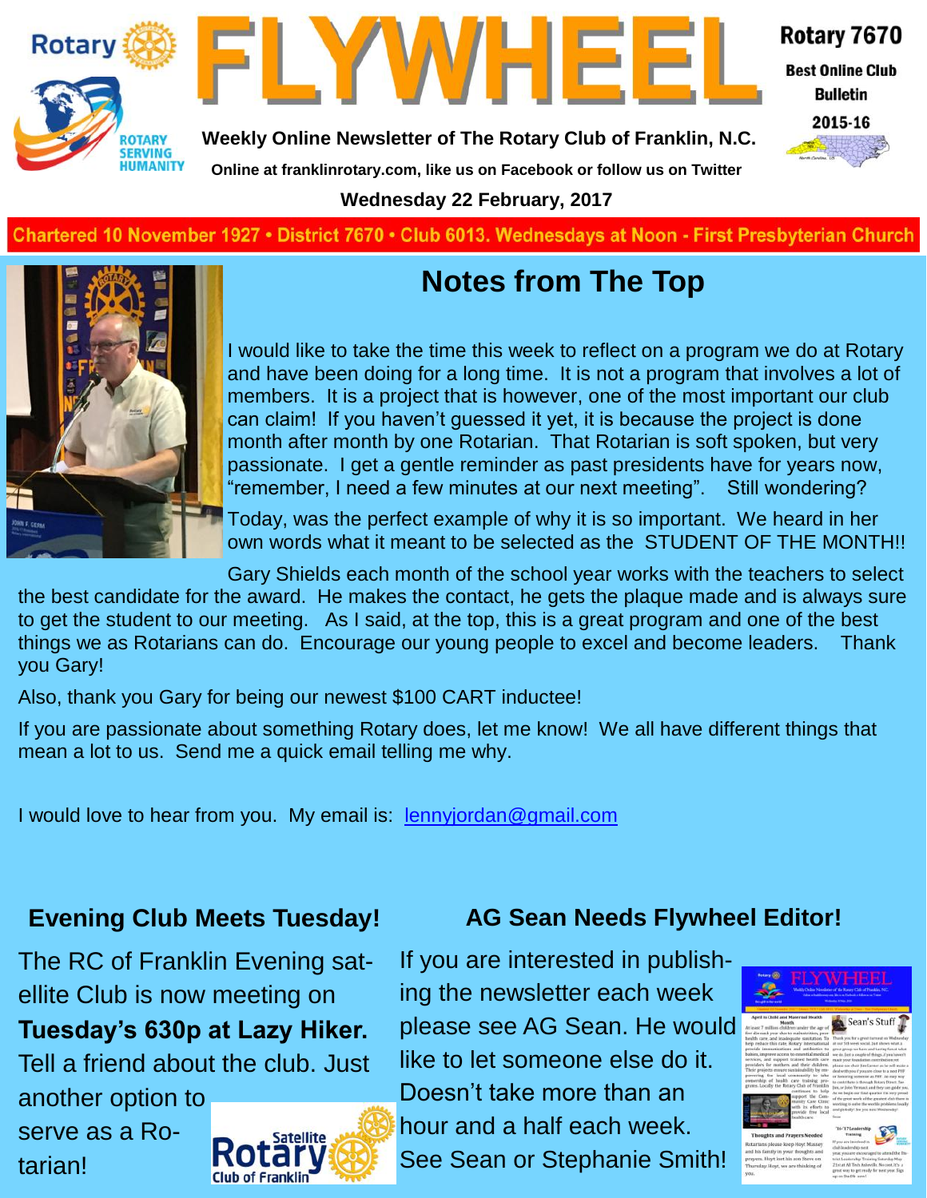# FLYWHEEL

Rotary 7670

Best Online Club Bulletin 2015-16

Weekly Online Newsletter of The Rotary Club of Franklin, N.C.

Online at franklinrotary.com, like us on Facebook or follow us on Twitter

Wednesday 22 February, 2017

Chartered 10 November 1927 • District 7670 • Club 6013. Wednesdays at Noon - First Presbyterian Church

## Notes from The Top

I would like to take the time this week to reflect on a program we do at Rotary and have been doing for a long time. It is not a program that involves a lot of members. It is a project that is however, one of the most important our club can claim! If you haven't guessed it yet, it is because the project is done month after month by one Rotarian. That Rotarian is soft spoken, but very passionate. I get a gentle reminder as past presidents have for years now, "remember, I need a few minutes at our next meeting". Still wondering?

Today, was the perfect example of why it is so important. We heard in her own words what it meant to be selected as the STUDENT OF THE MONTH!!

Gary Shields each month of the school year works with the teachers to select the best candidate for the award. He makes the contact, he gets the plaque made and is always sure to get the student to our meeting. As I said, at the top, this is a great program and one of the best things we as Rotarians can do. Encourage our young people to excel and become leaders. Thank you Gary!

Also, thank you Gary for being our newest $100 CART inductee!

If you are passionate about something Rotary does, let me know! We all have different things that mean a lot to us. Send me a quick email telling me why.

I would love to hear from you. My email is: lennyjordan@gmail.com

## Evening Club Meets Tuesday!

The RC of Franklin Evening satellite Club is now meeting on **Tuesday's 630p at Lazy Hiker.** Tell a friend about the club. Just another option to serve as a Rotarian!

## AG Sean Needs Flywheel Editor!

If you are interested in publishing the newsletter each week please see AG Sean. He would like to let someone else do it. Doesn't take more than an hour and a half each week. See Sean or Stephanie Smith!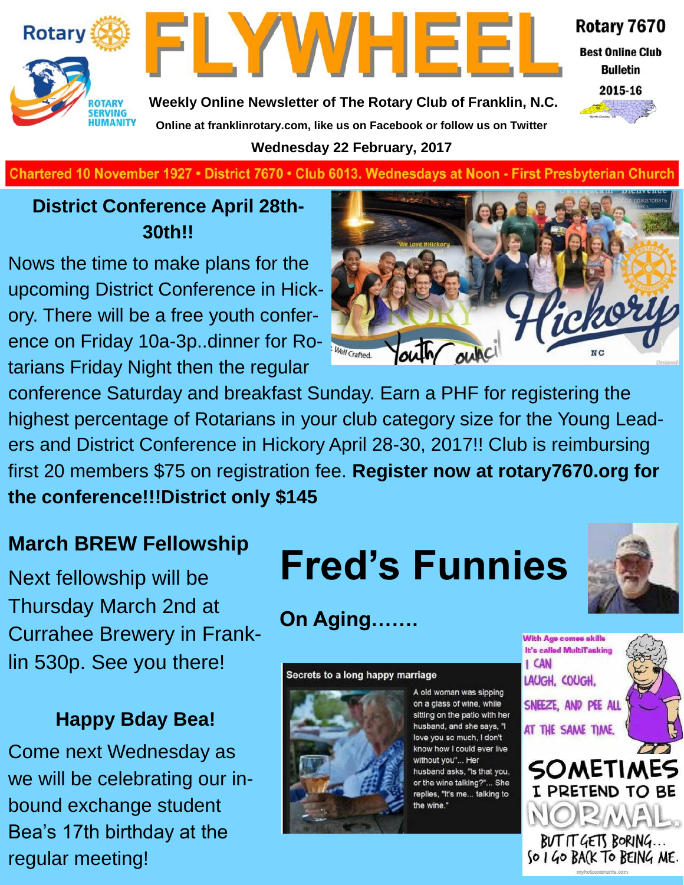# FLYWHEEL

Rotary 7670 Best Online Club Bulletin 2015-16

Weekly Online Newsletter of The Rotary Club of Franklin, N.C.

Online at franklinrotary.com, like us on Facebook or follow us on Twitter

Wednesday 22 February, 2017

Chartered 10 November 1927 • District 7670 • Club 6013. Wednesdays at Noon - First Presbyterian Church

## District Conference April 28th-30th!!

Nows the time to make plans for the upcoming District Conference in Hickory. There will be a free youth conference on Friday 10a-3p..dinner for Rotarians Friday Night then the regular conference Saturday and breakfast Sunday. Earn a PHF for registering the highest percentage of Rotarians in your club category size for the Young Leaders and District Conference in Hickory April 28-30, 2017!! Club is reimbursing first 20 members $75 on registration fee. **Register now at rotary7670.org for the conference!!!District only $145**

## March BREW Fellowship

Next fellowship will be Thursday March 2nd at Currahee Brewery in Franklin 530p. See you there!

## Happy Bday Bea!

Come next Wednesday as we will be celebrating our inbound exchange student Bea's 17th birthday at the regular meeting!

# Fred's Funnies

## On Aging…….

**Secrets to a long happy marriage**

A old woman was sipping on a glass of wine, while sitting on the patio with her husband, and she says, "I love you so much, I don't know how I could ever live without you"... Her husband asks, "Is that you, or the wine talking?"... She replies, "It's me... talking to the wine."

With Age comes skills
It's called MultiTasking
I CAN LAUGH, COUGH, SNEEZE, AND PEE ALL AT THE SAME TIME.

SOMETIMES I PRETEND TO BE NORMAL. BUT IT GETS BORING... SO I GO BACK TO BEING ME.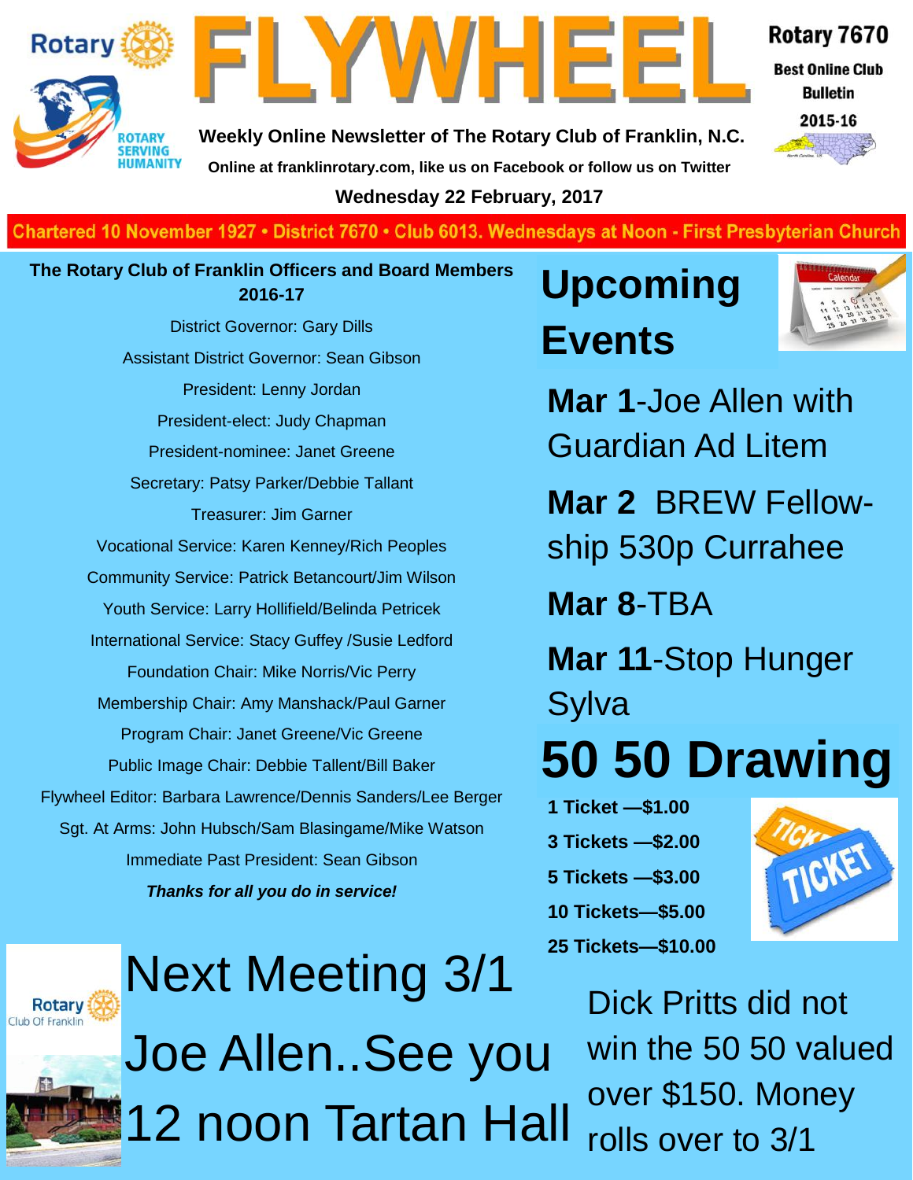Rotary

ROTARY SERVING HUMANITY

# FLYWHEEL

**Rotary 7670**

**Best Online Club Bulletin**

**2015-16**

**Weekly Online Newsletter of The Rotary Club of Franklin, N.C.**

**Online at franklinrotary.com, like us on Facebook or follow us on Twitter**

**Wednesday 22 February, 2017**

Chartered 10 November 1927 • District 7670 • Club 6013. Wednesdays at Noon - First Presbyterian Church

**The Rotary Club of Franklin Officers and Board Members 2016-17**

District Governor: Gary Dills

Assistant District Governor: Sean Gibson

President: Lenny Jordan

President-elect: Judy Chapman

President-nominee: Janet Greene

Secretary: Patsy Parker/Debbie Tallant

Treasurer: Jim Garner

Vocational Service: Karen Kenney/Rich Peoples

Community Service: Patrick Betancourt/Jim Wilson

Youth Service: Larry Hollifield/Belinda Petricek

International Service: Stacy Guffey /Susie Ledford

Foundation Chair: Mike Norris/Vic Perry

Membership Chair: Amy Manshack/Paul Garner

Program Chair: Janet Greene/Vic Greene

Public Image Chair: Debbie Tallent/Bill Baker

Flywheel Editor: Barbara Lawrence/Dennis Sanders/Lee Berger

Sgt. At Arms: John Hubsch/Sam Blasingame/Mike Watson

Immediate Past President: Sean Gibson

***Thanks for all you do in service!***

# Upcoming Events

**Mar 1**-Joe Allen with Guardian Ad Litem

**Mar 2** BREW Fellowship 530p Currahee

**Mar 8**-TBA

**Mar 11**-Stop Hunger Sylva

# 50 50 Drawing

**1 Ticket —$1.00**

**3 Tickets —$2.00**

**5 Tickets —$3.00**

**10 Tickets—$5.00**

**25 Tickets—$10.00**

Dick Pritts did not win the 50 50 valued over $150. Money rolls over to 3/1

Rotary Club Of Franklin

## Next Meeting 3/1 Joe Allen..See you 12 noon Tartan Hall